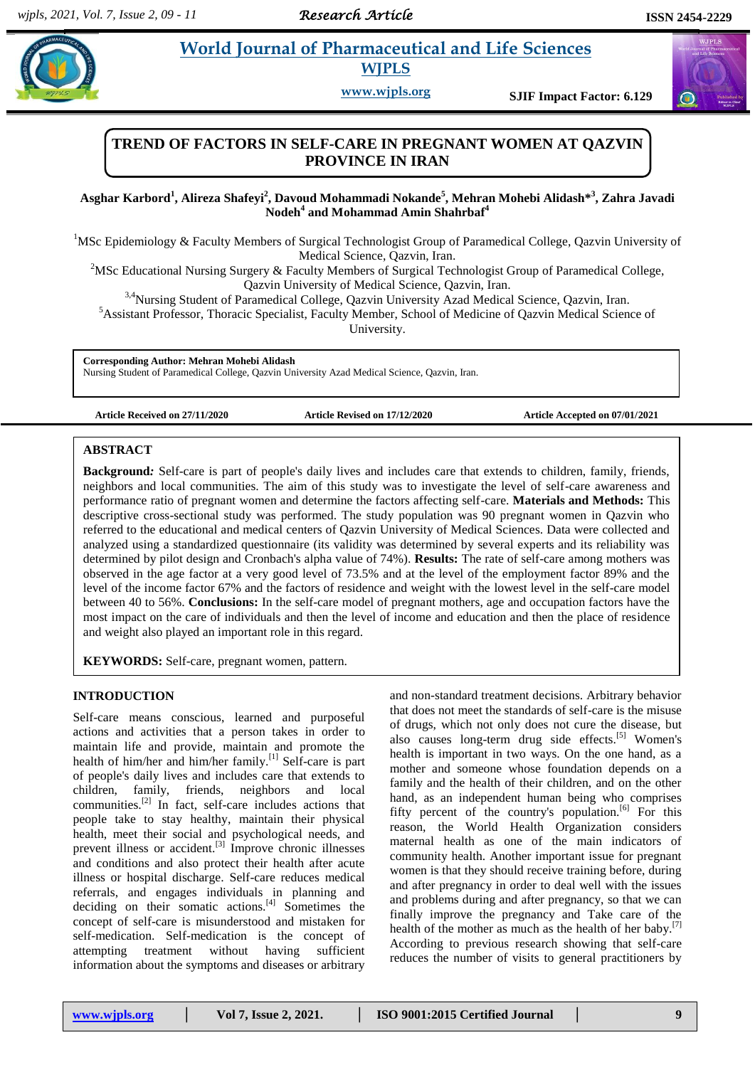# TREND OF FACTORS IN SELF-CARE IN PREGNANT WOMEN AT QAZVIN PROVINCE IN IRAN

**Asghar Karbord[1], Alireza Shafeyi[2], Davoud Mohammadi Nokande[5], Mehran Mohebi Alidash*[3], Zahra Javadi Nodeh[4] and Mohammad Amin Shahrbaf[4]**

[1]MSc Epidemiology & Faculty Members of Surgical Technologist Group of Paramedical College, Qazvin University of Medical Science, Qazvin, Iran.

[2]MSc Educational Nursing Surgery & Faculty Members of Surgical Technologist Group of Paramedical College, Qazvin University of Medical Science, Qazvin, Iran.

[3,4]Nursing Student of Paramedical College, Qazvin University Azad Medical Science, Qazvin, Iran.

[5]Assistant Professor, Thoracic Specialist, Faculty Member, School of Medicine of Qazvin Medical Science of University.

**Corresponding Author: Mehran Mohebi Alidash**
Nursing Student of Paramedical College, Qazvin University Azad Medical Science, Qazvin, Iran.

**Article Received on 27/11/2020** **Article Revised on 17/12/2020** **Article Accepted on 07/01/2021**

## ABSTRACT

***Background:*** Self-care is part of people's daily lives and includes care that extends to children, family, friends, neighbors and local communities. The aim of this study was to investigate the level of self-care awareness and performance ratio of pregnant women and determine the factors affecting self-care. **Materials and Methods:** This descriptive cross-sectional study was performed. The study population was 90 pregnant women in Qazvin who referred to the educational and medical centers of Qazvin University of Medical Sciences. Data were collected and analyzed using a standardized questionnaire (its validity was determined by several experts and its reliability was determined by pilot design and Cronbach's alpha value of 74%). **Results:** The rate of self-care among mothers was observed in the age factor at a very good level of 73.5% and at the level of the employment factor 89% and the level of the income factor 67% and the factors of residence and weight with the lowest level in the self-care model between 40 to 56%. **Conclusions:** In the self-care model of pregnant mothers, age and occupation factors have the most impact on the care of individuals and then the level of income and education and then the place of residence and weight also played an important role in this regard.

**KEYWORDS:** Self-care, pregnant women, pattern.

## INTRODUCTION

Self-care means conscious, learned and purposeful actions and activities that a person takes in order to maintain life and provide, maintain and promote the health of him/her and him/her family.[1] Self-care is part of people's daily lives and includes care that extends to children, family, friends, neighbors and local communities.[2] In fact, self-care includes actions that people take to stay healthy, maintain their physical health, meet their social and psychological needs, and prevent illness or accident.[3] Improve chronic illnesses and conditions and also protect their health after acute illness or hospital discharge. Self-care reduces medical referrals, and engages individuals in planning and deciding on their somatic actions.[4] Sometimes the concept of self-care is misunderstood and mistaken for self-medication. Self-medication is the concept of attempting treatment without having sufficient information about the symptoms and diseases or arbitrary and non-standard treatment decisions. Arbitrary behavior that does not meet the standards of self-care is the misuse of drugs, which not only does not cure the disease, but also causes long-term drug side effects.[5] Women's health is important in two ways. On the one hand, as a mother and someone whose foundation depends on a family and the health of their children, and on the other hand, as an independent human being who comprises fifty percent of the country's population.[6] For this reason, the World Health Organization considers maternal health as one of the main indicators of community health. Another important issue for pregnant women is that they should receive training before, during and after pregnancy in order to deal well with the issues and problems during and after pregnancy, so that we can finally improve the pregnancy and Take care of the health of the mother as much as the health of her baby.[7] According to previous research showing that self-care reduces the number of visits to general practitioners by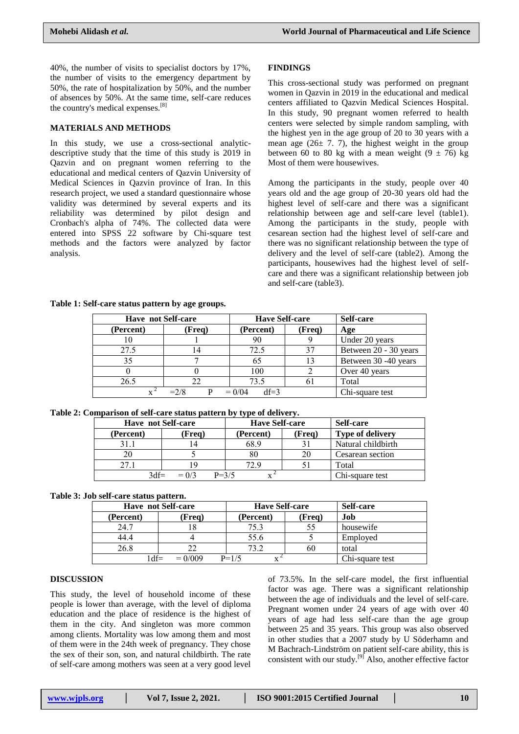40%, the number of visits to specialist doctors by 17%, the number of visits to the emergency department by 50%, the rate of hospitalization by 50%, and the number of absences by 50%. At the same time, self-care reduces the country's medical expenses.[8]

## MATERIALS AND METHODS

In this study, we use a cross-sectional analytic-descriptive study that the time of this study is 2019 in Qazvin and on pregnant women referring to the educational and medical centers of Qazvin University of Medical Sciences in Qazvin province of Iran. In this research project, we used a standard questionnaire whose validity was determined by several experts and its reliability was determined by pilot design and Cronbach's alpha of 74%. The collected data were entered into SPSS 22 software by Chi-square test methods and the factors were analyzed by factor analysis.

## FINDINGS

This cross-sectional study was performed on pregnant women in Qazvin in 2019 in the educational and medical centers affiliated to Qazvin Medical Sciences Hospital. In this study, 90 pregnant women referred to health centers were selected by simple random sampling, with the highest yen in the age group of 20 to 30 years with a mean age (26± 7. 7), the highest weight in the group between 60 to 80 kg with a mean weight (9 ± 76) kg Most of them were housewives.

Among the participants in the study, people over 40 years old and the age group of 20-30 years old had the highest level of self-care and there was a significant relationship between age and self-care level (table1). Among the participants in the study, people with cesarean section had the highest level of self-care and there was no significant relationship between the type of delivery and the level of self-care (table2). Among the participants, housewives had the highest level of self-care and there was a significant relationship between job and self-care (table3).

**Table 1: Self-care status pattern by age groups.**

| Have not Self-care | | Have Self-care | | Self-care |
|---|---|---|---|---|
| (Percent) | (Freq) | (Percent) | (Freq) | Age |
| 10 | 1 | 90 | 9 | Under 20 years |
| 27.5 | 14 | 72.5 | 37 | Between 20 - 30 years |
| 35 | 7 | 65 | 13 | Between 30 -40 years |
| 0 | 0 | 100 | 2 | Over 40 years |
| 26.5 | 22 | 73.5 | 61 | Total |
| $x^2$ =2/8 P = 0/04 df=3 | | | | Chi-square test |

**Table 2: Comparison of self-care status pattern by type of delivery.**

| Have not Self-care | | Have Self-care | | Self-care |
|---|---|---|---|---|
| (Percent) | (Freq) | (Percent) | (Freq) | Type of delivery |
| 31.1 | 14 | 68.9 | 31 | Natural childbirth |
| 20 | 5 | 80 | 20 | Cesarean section |
| 27.1 | 19 | 72.9 | 51 | Total |
| 3df= = 0/3 P=3/5 $x^2$ | | | | Chi-square test |

**Table 3: Job self-care status pattern.**

| Have not Self-care | | Have Self-care | | Self-care |
|---|---|---|---|---|
| (Percent) | (Freq) | (Percent) | (Freq) | Job |
| 24.7 | 18 | 75.3 | 55 | housewife |
| 44.4 | 4 | 55.6 | 5 | Employed |
| 26.8 | 22 | 73.2 | 60 | total |
| 1df= = 0/009 P=1/5 $x^2$ | | | | Chi-square test |

## DISCUSSION

This study, the level of household income of these people is lower than average, with the level of diploma education and the place of residence is the highest of them in the city. And singleton was more common among clients. Mortality was low among them and most of them were in the 24th week of pregnancy. They chose the sex of their son, son, and natural childbirth. The rate of self-care among mothers was seen at a very good level of 73.5%. In the self-care model, the first influential factor was age. There was a significant relationship between the age of individuals and the level of self-care. Pregnant women under 24 years of age with over 40 years of age had less self-care than the age group between 25 and 35 years. This group was also observed in other studies that a 2007 study by U Söderhamn and M Bachrach-Lindström on patient self-care ability, this is consistent with our study.[9] Also, another effective factor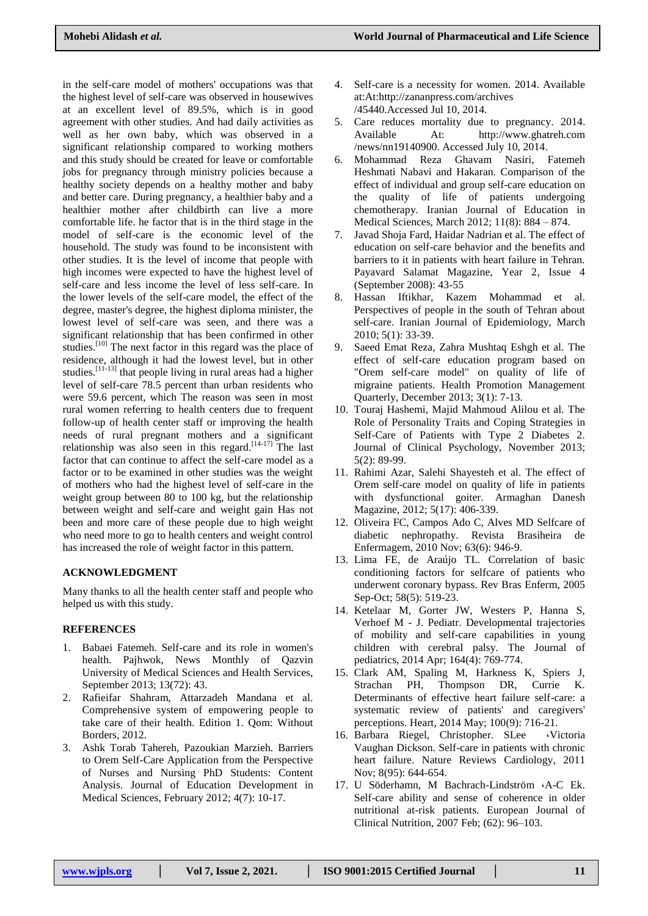in the self-care model of mothers' occupations was that the highest level of self-care was observed in housewives at an excellent level of 89.5%, which is in good agreement with other studies. And had daily activities as well as her own baby, which was observed in a significant relationship compared to working mothers and this study should be created for leave or comfortable jobs for pregnancy through ministry policies because a healthy society depends on a healthy mother and baby and better care. During pregnancy, a healthier baby and a healthier mother after childbirth can live a more comfortable life. he factor that is in the third stage in the model of self-care is the economic level of the household. The study was found to be inconsistent with other studies. It is the level of income that people with high incomes were expected to have the highest level of self-care and less income the level of less self-care. In the lower levels of the self-care model, the effect of the degree, master's degree, the highest diploma minister, the lowest level of self-care was seen, and there was a significant relationship that has been confirmed in other studies.[10] The next factor in this regard was the place of residence, although it had the lowest level, but in other studies.[11-13] that people living in rural areas had a higher level of self-care 78.5 percent than urban residents who were 59.6 percent, which The reason was seen in most rural women referring to health centers due to frequent follow-up of health center staff or improving the health needs of rural pregnant mothers and a significant relationship was also seen in this regard.[14-17] The last factor that can continue to affect the self-care model as a factor or to be examined in other studies was the weight of mothers who had the highest level of self-care in the weight group between 80 to 100 kg, but the relationship between weight and self-care and weight gain Has not been and more care of these people due to high weight who need more to go to health centers and weight control has increased the role of weight factor in this pattern.

## ACKNOWLEDGMENT

Many thanks to all the health center staff and people who helped us with this study.

## REFERENCES

1. Babaei Fatemeh. Self-care and its role in women's health. Pajhwok, News Monthly of Qazvin University of Medical Sciences and Health Services, September 2013; 13(72): 43.
2. Rafieifar Shahram, Attarzadeh Mandana et al. Comprehensive system of empowering people to take care of their health. Edition 1. Qom: Without Borders, 2012.
3. Ashk Torab Tahereh, Pazoukian Marzieh. Barriers to Orem Self-Care Application from the Perspective of Nurses and Nursing PhD Students: Content Analysis. Journal of Education Development in Medical Sciences, February 2012; 4(7): 10-17.
4. Self-care is a necessity for women. 2014. Available at:At:http://zananpress.com/archives /45440.Accessed Jul 10, 2014.
5. Care reduces mortality due to pregnancy. 2014. Available At: http://www.ghatreh.com /news/nn19140900. Accessed July 10, 2014.
6. Mohammad Reza Ghavam Nasiri, Fatemeh Heshmati Nabavi and Hakaran. Comparison of the effect of individual and group self-care education on the quality of life of patients undergoing chemotherapy. Iranian Journal of Education in Medical Sciences, March 2012; 11(8): 884 – 874.
7. Javad Shoja Fard, Haidar Nadrian et al. The effect of education on self-care behavior and the benefits and barriers to it in patients with heart failure in Tehran. Payavard Salamat Magazine, Year 2, Issue 4 (September 2008): 43-55
8. Hassan Iftikhar, Kazem Mohammad et al. Perspectives of people in the south of Tehran about self-care. Iranian Journal of Epidemiology, March 2010; 5(1): 33-39.
9. Saeed Emat Reza, Zahra Mushtaq Eshgh et al. The effect of self-care education program based on "Orem self-care model" on quality of life of migraine patients. Health Promotion Management Quarterly, December 2013; 3(1): 7-13.
10. Touraj Hashemi, Majid Mahmoud Alilou et al. The Role of Personality Traits and Coping Strategies in Self-Care of Patients with Type 2 Diabetes 2. Journal of Clinical Psychology, November 2013; 5(2): 89-99.
11. Rahimi Azar, Salehi Shayesteh et al. The effect of Orem self-care model on quality of life in patients with dysfunctional goiter. Armaghan Danesh Magazine, 2012; 5(17): 406-339.
12. Oliveira FC, Campos Ado C, Alves MD Selfcare of diabetic nephropathy. Revista Brasiheira de Enfermagem, 2010 Nov; 63(6): 946-9.
13. Lima FE, de Araújo TL. Correlation of basic conditioning factors for selfcare of patients who underwent coronary bypass. Rev Bras Enferm, 2005 Sep-Oct; 58(5): 519-23.
14. Ketelaar M, Gorter JW, Westers P, Hanna S, Verhoef M - J. Pediatr. Developmental trajectories of mobility and self-care capabilities in young children with cerebral palsy. The Journal of pediatrics, 2014 Apr; 164(4): 769-774.
15. Clark AM, Spaling M, Harkness K, Spiers J, Strachan PH, Thompson DR, Currie K. Determinants of effective heart failure self-care: a systematic review of patients' and caregivers' perceptions. Heart, 2014 May; 100(9): 716-21.
16. Barbara Riegel, Christopher. SLee ،Victoria Vaughan Dickson. Self-care in patients with chronic heart failure. Nature Reviews Cardiology, 2011 Nov; 8(95): 644-654.
17. U Söderhamn, M Bachrach-Lindström ،A-C Ek. Self-care ability and sense of coherence in older nutritional at-risk patients. European Journal of Clinical Nutrition, 2007 Feb; (62): 96–103.